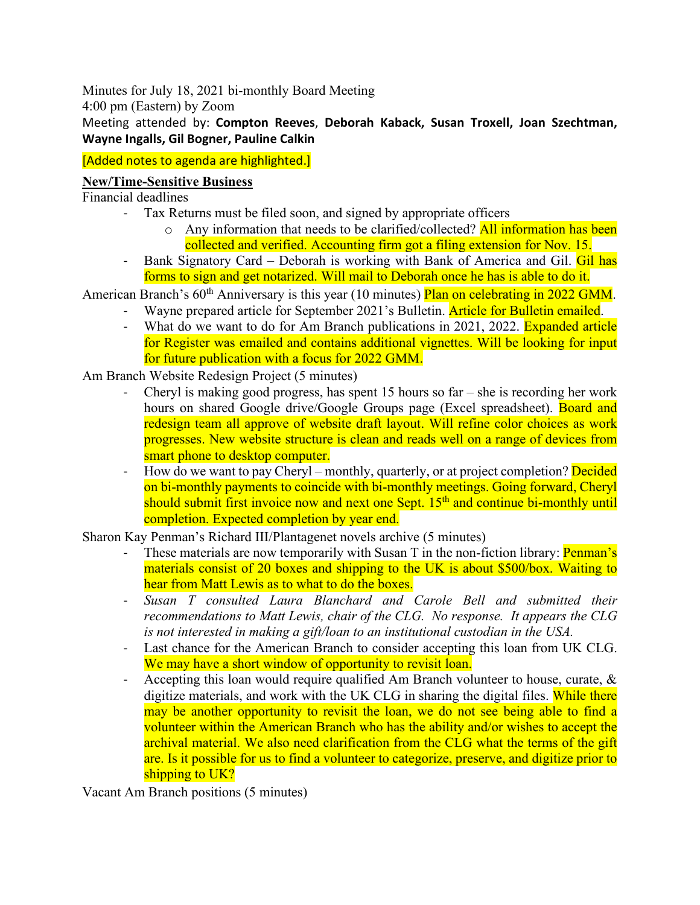Minutes for July 18, 2021 bi-monthly Board Meeting
4:00 pm (Eastern) by Zoom
Meeting attended by: **Compton Reeves**, **Deborah Kaback, Susan Troxell, Joan Szechtman, Wayne Ingalls, Gil Bogner, Pauline Calkin**

[Added notes to agenda are highlighted.]

**New/Time-Sensitive Business**

Financial deadlines

- Tax Returns must be filed soon, and signed by appropriate officers
    - Any information that needs to be clarified/collected? All information has been collected and verified. Accounting firm got a filing extension for Nov. 15.
- Bank Signatory Card – Deborah is working with Bank of America and Gil. Gil has forms to sign and get notarized. Will mail to Deborah once he has is able to do it.

American Branch's 60th Anniversary is this year (10 minutes) Plan on celebrating in 2022 GMM.

- Wayne prepared article for September 2021's Bulletin. Article for Bulletin emailed.
- What do we want to do for Am Branch publications in 2021, 2022. Expanded article for Register was emailed and contains additional vignettes. Will be looking for input for future publication with a focus for 2022 GMM.

Am Branch Website Redesign Project (5 minutes)

- Cheryl is making good progress, has spent 15 hours so far – she is recording her work hours on shared Google drive/Google Groups page (Excel spreadsheet). Board and redesign team all approve of website draft layout. Will refine color choices as work progresses. New website structure is clean and reads well on a range of devices from smart phone to desktop computer.
- How do we want to pay Cheryl – monthly, quarterly, or at project completion? Decided on bi-monthly payments to coincide with bi-monthly meetings. Going forward, Cheryl should submit first invoice now and next one Sept. 15th and continue bi-monthly until completion. Expected completion by year end.

Sharon Kay Penman's Richard III/Plantagenet novels archive (5 minutes)

- These materials are now temporarily with Susan T in the non-fiction library: Penman's materials consist of 20 boxes and shipping to the UK is about $500/box. Waiting to hear from Matt Lewis as to what to do the boxes.
- *Susan T consulted Laura Blanchard and Carole Bell and submitted their recommendations to Matt Lewis, chair of the CLG. No response. It appears the CLG is not interested in making a gift/loan to an institutional custodian in the USA.*
- Last chance for the American Branch to consider accepting this loan from UK CLG. We may have a short window of opportunity to revisit loan.
- Accepting this loan would require qualified Am Branch volunteer to house, curate, & digitize materials, and work with the UK CLG in sharing the digital files. While there may be another opportunity to revisit the loan, we do not see being able to find a volunteer within the American Branch who has the ability and/or wishes to accept the archival material. We also need clarification from the CLG what the terms of the gift are. Is it possible for us to find a volunteer to categorize, preserve, and digitize prior to shipping to UK?

Vacant Am Branch positions (5 minutes)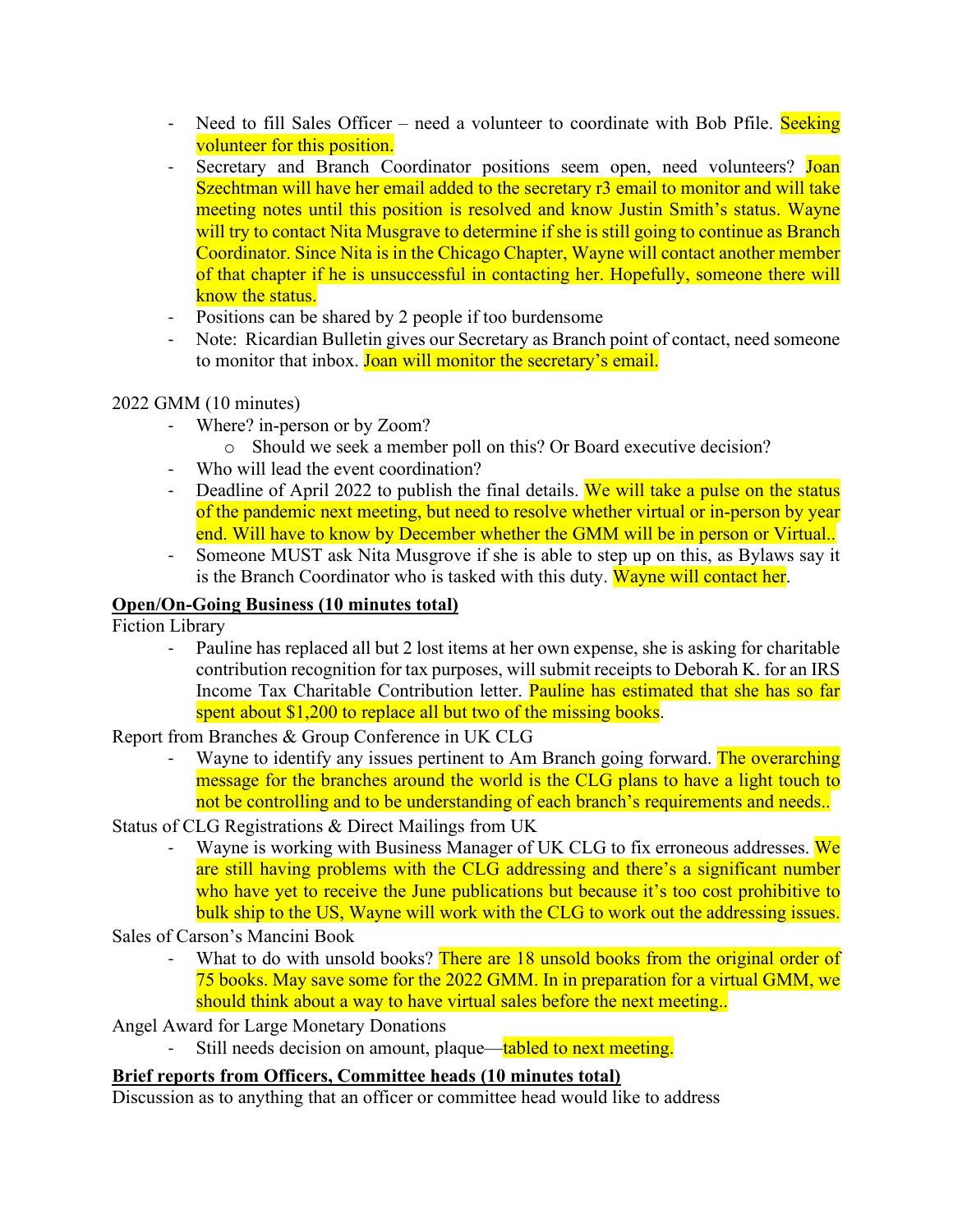- Need to fill Sales Officer – need a volunteer to coordinate with Bob Pfile. Seeking volunteer for this position.
- Secretary and Branch Coordinator positions seem open, need volunteers? Joan Szechtman will have her email added to the secretary r3 email to monitor and will take meeting notes until this position is resolved and know Justin Smith's status. Wayne will try to contact Nita Musgrave to determine if she is still going to continue as Branch Coordinator. Since Nita is in the Chicago Chapter, Wayne will contact another member of that chapter if he is unsuccessful in contacting her. Hopefully, someone there will know the status.
- Positions can be shared by 2 people if too burdensome
- Note: Ricardian Bulletin gives our Secretary as Branch point of contact, need someone to monitor that inbox. Joan will monitor the secretary's email.

2022 GMM (10 minutes)

- Where? in-person or by Zoom?
  - Should we seek a member poll on this? Or Board executive decision?
- Who will lead the event coordination?
- Deadline of April 2022 to publish the final details. We will take a pulse on the status of the pandemic next meeting, but need to resolve whether virtual or in-person by year end. Will have to know by December whether the GMM will be in person or Virtual..
- Someone MUST ask Nita Musgrove if she is able to step up on this, as Bylaws say it is the Branch Coordinator who is tasked with this duty. Wayne will contact her.

**Open/On-Going Business (10 minutes total)**

Fiction Library

- Pauline has replaced all but 2 lost items at her own expense, she is asking for charitable contribution recognition for tax purposes, will submit receipts to Deborah K. for an IRS Income Tax Charitable Contribution letter. Pauline has estimated that she has so far spent about $1,200 to replace all but two of the missing books.

Report from Branches & Group Conference in UK CLG

- Wayne to identify any issues pertinent to Am Branch going forward. The overarching message for the branches around the world is the CLG plans to have a light touch to not be controlling and to be understanding of each branch's requirements and needs..

Status of CLG Registrations & Direct Mailings from UK

- Wayne is working with Business Manager of UK CLG to fix erroneous addresses. We are still having problems with the CLG addressing and there's a significant number who have yet to receive the June publications but because it's too cost prohibitive to bulk ship to the US, Wayne will work with the CLG to work out the addressing issues.

Sales of Carson's Mancini Book

- What to do with unsold books? There are 18 unsold books from the original order of 75 books. May save some for the 2022 GMM. In in preparation for a virtual GMM, we should think about a way to have virtual sales before the next meeting..

Angel Award for Large Monetary Donations

- Still needs decision on amount, plaque—tabled to next meeting.

**Brief reports from Officers, Committee heads (10 minutes total)**

Discussion as to anything that an officer or committee head would like to address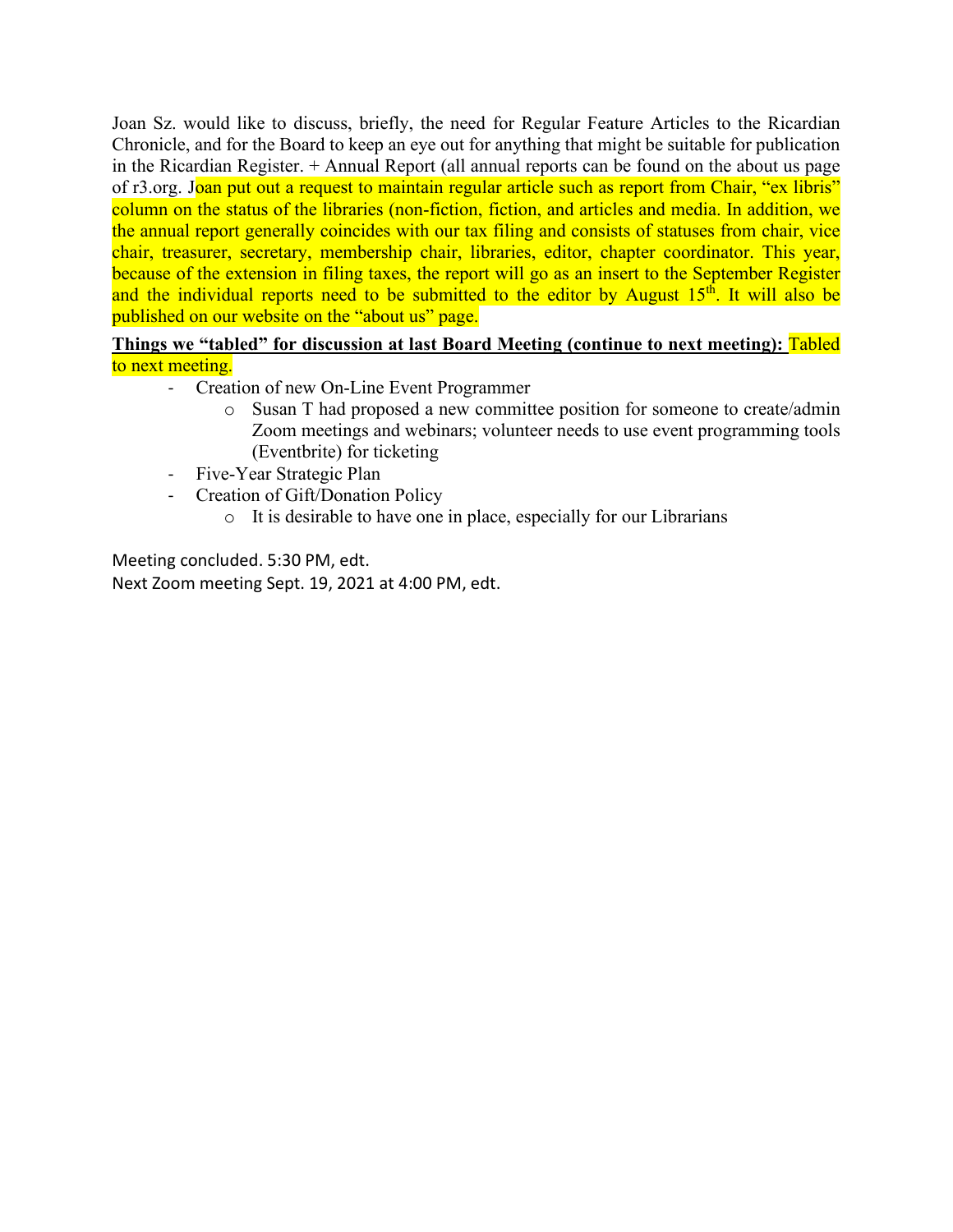Joan Sz. would like to discuss, briefly, the need for Regular Feature Articles to the Ricardian Chronicle, and for the Board to keep an eye out for anything that might be suitable for publication in the Ricardian Register. + Annual Report (all annual reports can be found on the about us page of r3.org. Joan put out a request to maintain regular article such as report from Chair, "ex libris" column on the status of the libraries (non-fiction, fiction, and articles and media. In addition, we the annual report generally coincides with our tax filing and consists of statuses from chair, vice chair, treasurer, secretary, membership chair, libraries, editor, chapter coordinator. This year, because of the extension in filing taxes, the report will go as an insert to the September Register and the individual reports need to be submitted to the editor by August 15th. It will also be published on our website on the "about us" page.

**Things we "tabled" for discussion at last Board Meeting (continue to next meeting):** Tabled to next meeting.

- Creation of new On-Line Event Programmer
  - Susan T had proposed a new committee position for someone to create/admin Zoom meetings and webinars; volunteer needs to use event programming tools (Eventbrite) for ticketing
- Five-Year Strategic Plan
- Creation of Gift/Donation Policy
  - It is desirable to have one in place, especially for our Librarians

Meeting concluded. 5:30 PM, edt.
Next Zoom meeting Sept. 19, 2021 at 4:00 PM, edt.